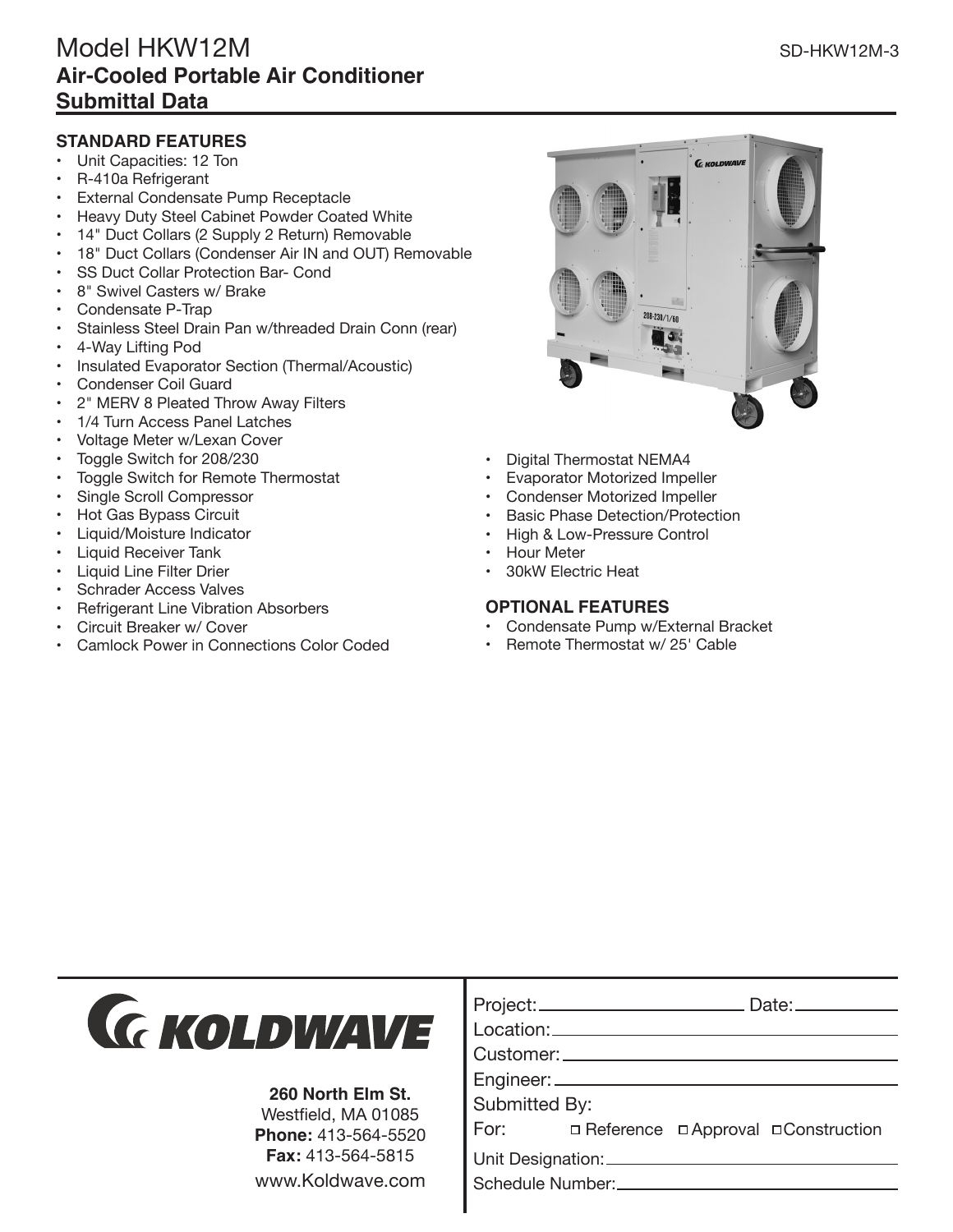# Model HKW12M

## Air-Cooled Portable Air Conditioner Submittal Data

SD-HKW12M-3

### STANDARD FEATURES

- Unit Capacities: 12 Ton
- R-410a Refrigerant
- External Condensate Pump Receptacle
- Heavy Duty Steel Cabinet Powder Coated White
- 14" Duct Collars (2 Supply 2 Return) Removable
- 18" Duct Collars (Condenser Air IN and OUT) Removable
- SS Duct Collar Protection Bar- Cond
- 8" Swivel Casters w/ Brake
- Condensate P-Trap
- Stainless Steel Drain Pan w/threaded Drain Conn (rear)
- 4-Way Lifting Pod
- Insulated Evaporator Section (Thermal/Acoustic)
- Condenser Coil Guard
- 2" MERV 8 Pleated Throw Away Filters
- 1/4 Turn Access Panel Latches
- Voltage Meter w/Lexan Cover
- Toggle Switch for 208/230
- Toggle Switch for Remote Thermostat
- Single Scroll Compressor
- Hot Gas Bypass Circuit
- Liquid/Moisture Indicator
- Liquid Receiver Tank
- Liquid Line Filter Drier
- Schrader Access Valves
- Refrigerant Line Vibration Absorbers
- Circuit Breaker w/ Cover
- Camlock Power in Connections Color Coded
- Digital Thermostat NEMA4
- Evaporator Motorized Impeller
- Condenser Motorized Impeller
- Basic Phase Detection/Protection
- High & Low-Pressure Control
- Hour Meter
- 30kW Electric Heat

### OPTIONAL FEATURES

- Condensate Pump w/External Bracket
- Remote Thermostat w/ 25' Cable

**KOLDWAVE**

**260 North Elm St.**
Westfield, MA 01085
**Phone:** 413-564-5520
**Fax:** 413-564-5815
www.Koldwave.com

Project:\_\_\_\_\_\_\_\_\_\_ Date:\_\_\_\_\_\_\_\_\_\_

Location:\_\_\_\_\_\_\_\_\_\_

Customer:\_\_\_\_\_\_\_\_\_\_

Engineer:\_\_\_\_\_\_\_\_\_\_

Submitted By:

For: ☐ Reference ☐ Approval ☐ Construction

Unit Designation:\_\_\_\_\_\_\_\_\_\_

Schedule Number:\_\_\_\_\_\_\_\_\_\_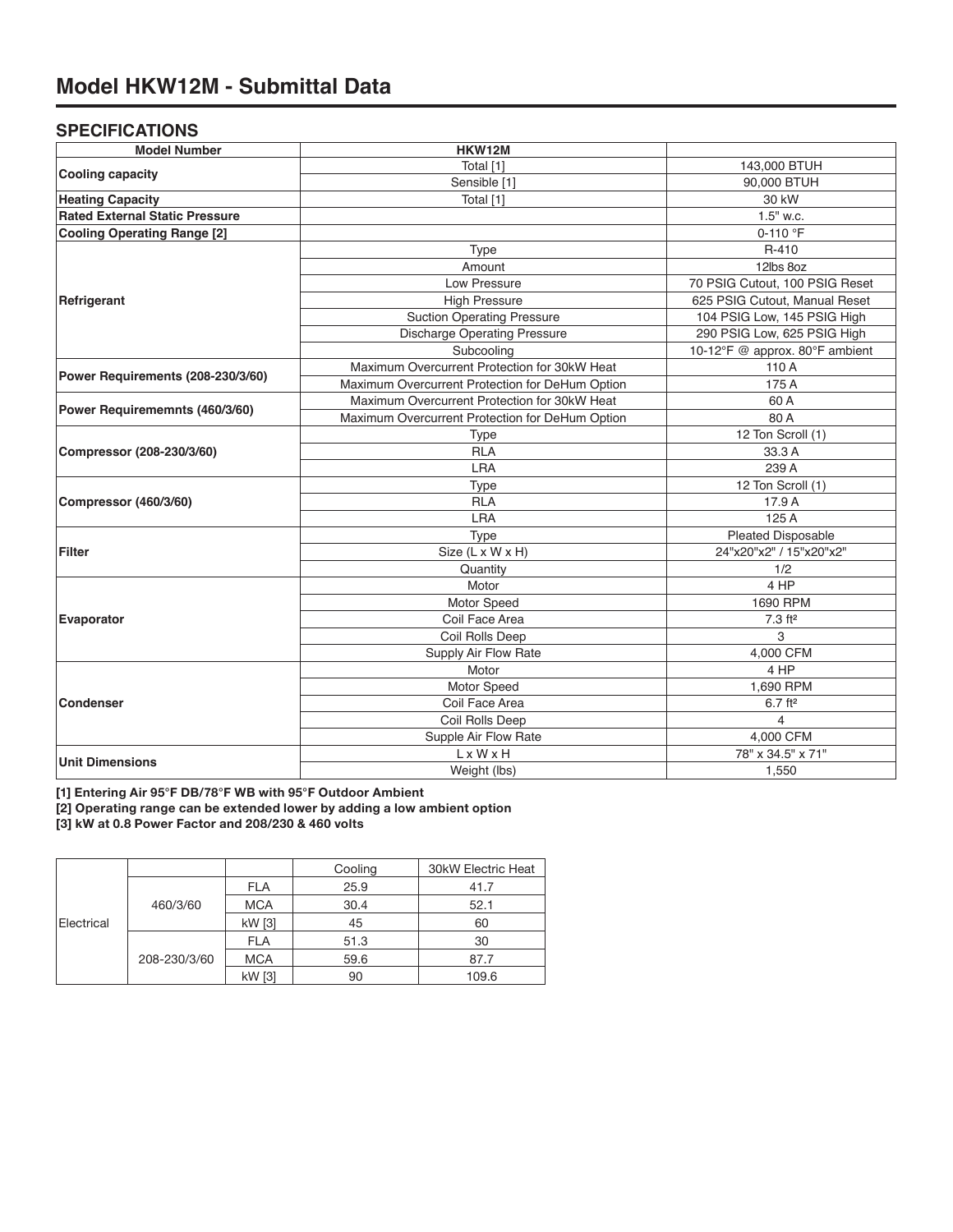# Model HKW12M - Submittal Data

## SPECIFICATIONS

| Model Number | HKW12M | |
|---|---|---|
| **Cooling capacity** | Total [1] | 143,000 BTUH |
| | Sensible [1] | 90,000 BTUH |
| **Heating Capacity** | Total [1] | 30 kW |
| **Rated External Static Pressure** | | 1.5" w.c. |
| **Cooling Operating Range [2]** | | 0-110 °F |
| **Refrigerant** | Type | R-410 |
| | Amount | 12lbs 8oz |
| | Low Pressure | 70 PSIG Cutout, 100 PSIG Reset |
| | High Pressure | 625 PSIG Cutout, Manual Reset |
| | Suction Operating Pressure | 104 PSIG Low, 145 PSIG High |
| | Discharge Operating Pressure | 290 PSIG Low, 625 PSIG High |
| | Subcooling | 10-12°F @ approx. 80°F ambient |
| **Power Requirements (208-230/3/60)** | Maximum Overcurrent Protection for 30kW Heat | 110 A |
| | Maximum Overcurrent Protection for DeHum Option | 175 A |
| **Power Requiremements (460/3/60)** | Maximum Overcurrent Protection for 30kW Heat | 60 A |
| | Maximum Overcurrent Protection for DeHum Option | 80 A |
| **Compressor (208-230/3/60)** | Type | 12 Ton Scroll (1) |
| | RLA | 33.3 A |
| | LRA | 239 A |
| **Compressor (460/3/60)** | Type | 12 Ton Scroll (1) |
| | RLA | 17.9 A |
| | LRA | 125 A |
| **Filter** | Type | Pleated Disposable |
| | Size (L x W x H) | 24"x20"x2" / 15"x20"x2" |
| | Quantity | 1/2 |
| **Evaporator** | Motor | 4 HP |
| | Motor Speed | 1690 RPM |
| | Coil Face Area | 7.3 ft² |
| | Coil Rolls Deep | 3 |
| | Supply Air Flow Rate | 4,000 CFM |
| **Condenser** | Motor | 4 HP |
| | Motor Speed | 1,690 RPM |
| | Coil Face Area | 6.7 ft² |
| | Coil Rolls Deep | 4 |
| | Supple Air Flow Rate | 4,000 CFM |
| **Unit Dimensions** | L x W x H | 78" x 34.5" x 71" |
| | Weight (lbs) | 1,550 |

**[1] Entering Air 95°F DB/78°F WB with 95°F Outdoor Ambient**

**[2] Operating range can be extended lower by adding a low ambient option**

**[3] kW at 0.8 Power Factor and 208/230 & 460 volts**

| | | | Cooling | 30kW Electric Heat |
|---|---|---|---|---|
| Electrical | 460/3/60 | FLA | 25.9 | 41.7 |
| | | MCA | 30.4 | 52.1 |
| | | kW [3] | 45 | 60 |
| | 208-230/3/60 | FLA | 51.3 | 30 |
| | | MCA | 59.6 | 87.7 |
| | | kW [3] | 90 | 109.6 |